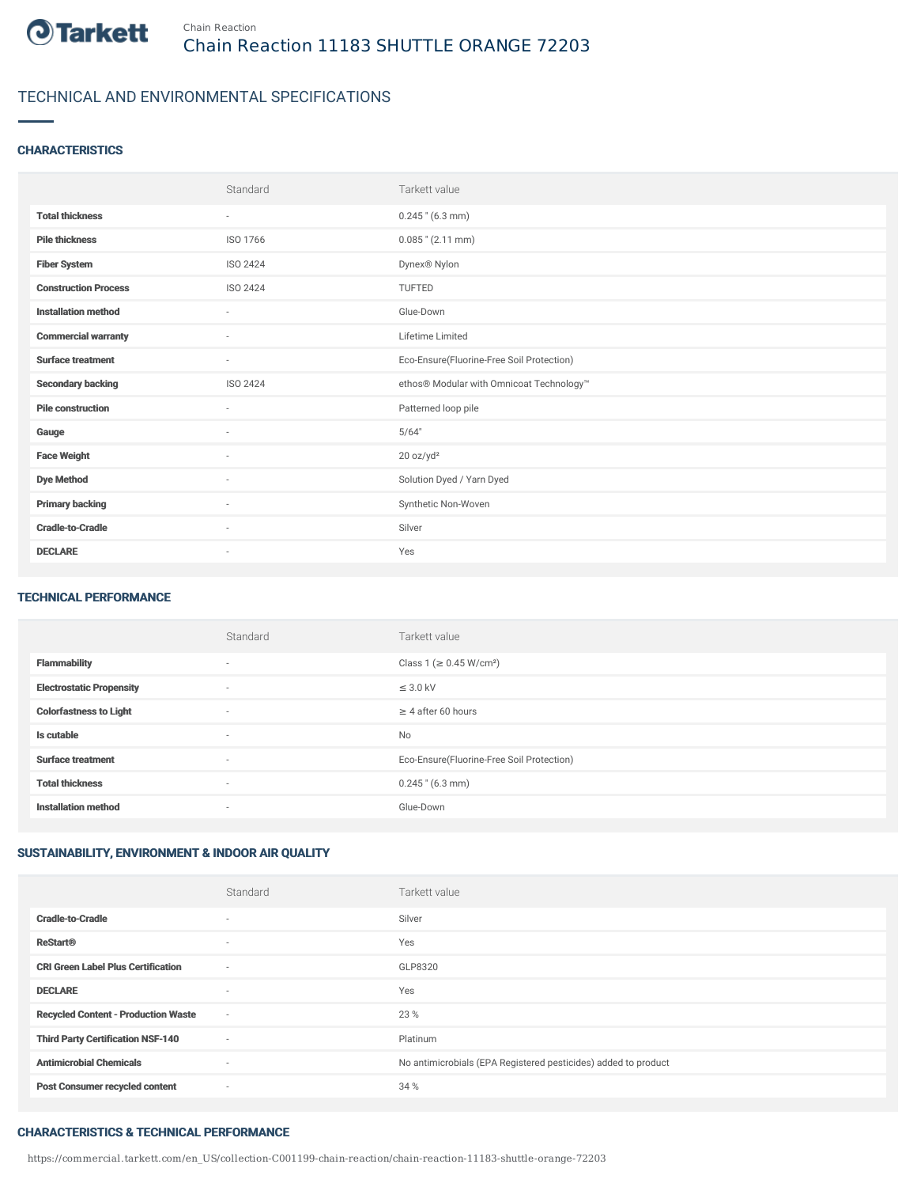Chain Reaction

# Chain Reaction 11183 SHUTTLE ORANGE 72203

## TECHNICAL AND ENVIRONMENTAL SPECIFICATIONS

### CHARACTERISTICS

| | Standard | Tarkett value |
|---|---|---|
| **Total thickness** | - | 0.245 " (6.3 mm) |
| **Pile thickness** | ISO 1766 | 0.085 " (2.11 mm) |
| **Fiber System** | ISO 2424 | Dynex® Nylon |
| **Construction Process** | ISO 2424 | TUFTED |
| **Installation method** | - | Glue-Down |
| **Commercial warranty** | - | Lifetime Limited |
| **Surface treatment** | - | Eco-Ensure(Fluorine-Free Soil Protection) |
| **Secondary backing** | ISO 2424 | ethos® Modular with Omnicoat Technology™ |
| **Pile construction** | - | Patterned loop pile |
| **Gauge** | - | 5/64" |
| **Face Weight** | - | 20 oz/yd² |
| **Dye Method** | - | Solution Dyed / Yarn Dyed |
| **Primary backing** | - | Synthetic Non-Woven |
| **Cradle-to-Cradle** | - | Silver |
| **DECLARE** | - | Yes |

### TECHNICAL PERFORMANCE

| | Standard | Tarkett value |
|---|---|---|
| **Flammability** | - | Class 1 (≥ 0.45 W/cm²) |
| **Electrostatic Propensity** | - | ≤ 3.0 kV |
| **Colorfastness to Light** | - | ≥ 4 after 60 hours |
| **Is cutable** | - | No |
| **Surface treatment** | - | Eco-Ensure(Fluorine-Free Soil Protection) |
| **Total thickness** | - | 0.245 " (6.3 mm) |
| **Installation method** | - | Glue-Down |

### SUSTAINABILITY, ENVIRONMENT & INDOOR AIR QUALITY

| | Standard | Tarkett value |
|---|---|---|
| **Cradle-to-Cradle** | - | Silver |
| **ReStart®** | - | Yes |
| **CRI Green Label Plus Certification** | - | GLP8320 |
| **DECLARE** | - | Yes |
| **Recycled Content - Production Waste** | - | 23 % |
| **Third Party Certification NSF-140** | - | Platinum |
| **Antimicrobial Chemicals** | - | No antimicrobials (EPA Registered pesticides) added to product |
| **Post Consumer recycled content** | - | 34 % |

### CHARACTERISTICS & TECHNICAL PERFORMANCE

https://commercial.tarkett.com/en_US/collection-C001199-chain-reaction/chain-reaction-11183-shuttle-orange-72203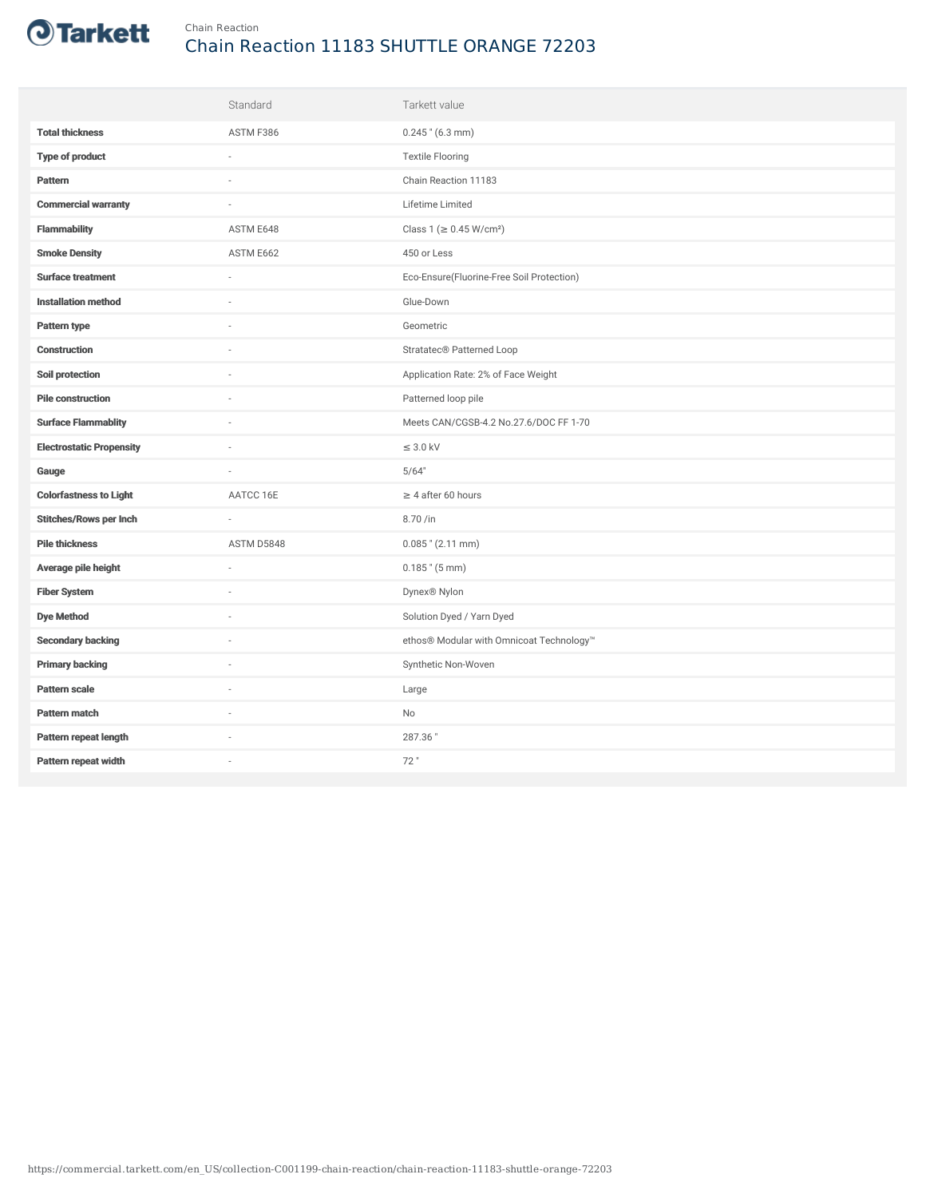Chain Reaction

# Chain Reaction 11183 SHUTTLE ORANGE 72203

| | Standard | Tarkett value |
|---|---|---|
| **Total thickness** | ASTM F386 | 0.245 " (6.3 mm) |
| **Type of product** | - | Textile Flooring |
| **Pattern** | - | Chain Reaction 11183 |
| **Commercial warranty** | - | Lifetime Limited |
| **Flammability** | ASTM E648 | Class 1 (≥ 0.45 W/cm²) |
| **Smoke Density** | ASTM E662 | 450 or Less |
| **Surface treatment** | - | Eco-Ensure(Fluorine-Free Soil Protection) |
| **Installation method** | - | Glue-Down |
| **Pattern type** | - | Geometric |
| **Construction** | - | Stratatec® Patterned Loop |
| **Soil protection** | - | Application Rate: 2% of Face Weight |
| **Pile construction** | - | Patterned loop pile |
| **Surface Flammablity** | - | Meets CAN/CGSB-4.2 No.27.6/DOC FF 1-70 |
| **Electrostatic Propensity** | - | ≤ 3.0 kV |
| **Gauge** | - | 5/64" |
| **Colorfastness to Light** | AATCC 16E | ≥ 4 after 60 hours |
| **Stitches/Rows per Inch** | - | 8.70 /in |
| **Pile thickness** | ASTM D5848 | 0.085 " (2.11 mm) |
| **Average pile height** | - | 0.185 " (5 mm) |
| **Fiber System** | - | Dynex® Nylon |
| **Dye Method** | - | Solution Dyed / Yarn Dyed |
| **Secondary backing** | - | ethos® Modular with Omnicoat Technology™ |
| **Primary backing** | - | Synthetic Non-Woven |
| **Pattern scale** | - | Large |
| **Pattern match** | - | No |
| **Pattern repeat length** | - | 287.36 " |
| **Pattern repeat width** | - | 72 " |